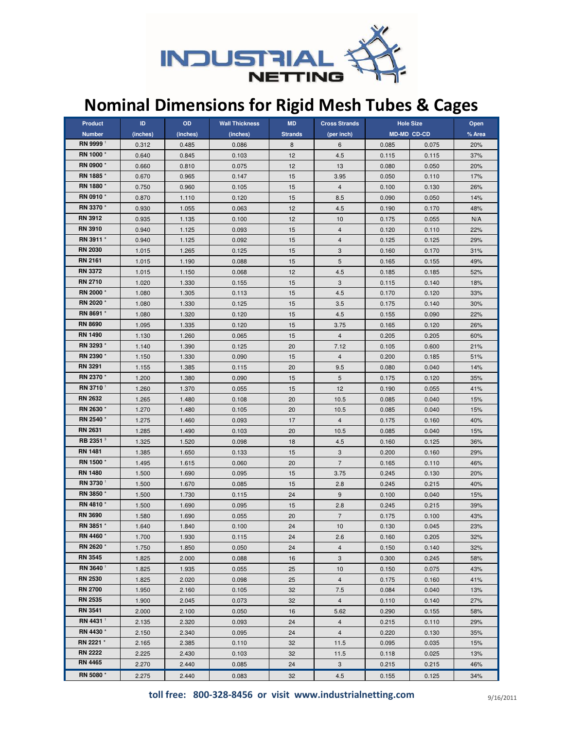# Nominal Dimensions for Rigid Mesh Tubes & Cages

| Product Number | ID (inches) | OD (inches) | Wall Thickness (inches) | MD Strands | Cross Strands (per inch) | Hole Size MD-MD | Hole Size CD-CD | Open % Area |
|---|---|---|---|---|---|---|---|---|
| RN 9999 [1] | 0.312 | 0.485 | 0.086 | 8 | 6 | 0.085 | 0.075 | 20% |
| RN 1000 * | 0.640 | 0.845 | 0.103 | 12 | 4.5 | 0.115 | 0.115 | 37% |
| RN 0900 * | 0.660 | 0.810 | 0.075 | 12 | 13 | 0.080 | 0.050 | 20% |
| RN 1885 * | 0.670 | 0.965 | 0.147 | 15 | 3.95 | 0.050 | 0.110 | 17% |
| RN 1880 * | 0.750 | 0.960 | 0.105 | 15 | 4 | 0.100 | 0.130 | 26% |
| RN 0910 * | 0.870 | 1.110 | 0.120 | 15 | 8.5 | 0.090 | 0.050 | 14% |
| RN 3370 * | 0.930 | 1.055 | 0.063 | 12 | 4.5 | 0.190 | 0.170 | 48% |
| RN 3912 | 0.935 | 1.135 | 0.100 | 12 | 10 | 0.175 | 0.055 | N/A |
| RN 3910 | 0.940 | 1.125 | 0.093 | 15 | 4 | 0.120 | 0.110 | 22% |
| RN 3911 * | 0.940 | 1.125 | 0.092 | 15 | 4 | 0.125 | 0.125 | 29% |
| RN 2030 | 1.015 | 1.265 | 0.125 | 15 | 3 | 0.160 | 0.170 | 31% |
| RN 2161 | 1.015 | 1.190 | 0.088 | 15 | 5 | 0.165 | 0.155 | 49% |
| RN 3372 | 1.015 | 1.150 | 0.068 | 12 | 4.5 | 0.185 | 0.185 | 52% |
| RN 2710 | 1.020 | 1.330 | 0.155 | 15 | 3 | 0.115 | 0.140 | 18% |
| RN 2000 * | 1.080 | 1.305 | 0.113 | 15 | 4.5 | 0.170 | 0.120 | 33% |
| RN 2020 * | 1.080 | 1.330 | 0.125 | 15 | 3.5 | 0.175 | 0.140 | 30% |
| RN 8691 * | 1.080 | 1.320 | 0.120 | 15 | 4.5 | 0.155 | 0.090 | 22% |
| RN 8690 | 1.095 | 1.335 | 0.120 | 15 | 3.75 | 0.165 | 0.120 | 26% |
| RN 1490 | 1.130 | 1.260 | 0.065 | 15 | 4 | 0.205 | 0.205 | 60% |
| RN 3293 * | 1.140 | 1.390 | 0.125 | 20 | 7.12 | 0.105 | 0.600 | 21% |
| RN 2390 * | 1.150 | 1.330 | 0.090 | 15 | 4 | 0.200 | 0.185 | 51% |
| RN 3291 | 1.155 | 1.385 | 0.115 | 20 | 9.5 | 0.080 | 0.040 | 14% |
| RN 2370 * | 1.200 | 1.380 | 0.090 | 15 | 5 | 0.175 | 0.120 | 35% |
| RN 3710 [1] | 1.260 | 1.370 | 0.055 | 15 | 12 | 0.190 | 0.055 | 41% |
| RN 2632 | 1.265 | 1.480 | 0.108 | 20 | 10.5 | 0.085 | 0.040 | 15% |
| RN 2630 * | 1.270 | 1.480 | 0.105 | 20 | 10.5 | 0.085 | 0.040 | 15% |
| RN 2540 * | 1.275 | 1.460 | 0.093 | 17 | 4 | 0.175 | 0.160 | 40% |
| RN 2631 | 1.285 | 1.490 | 0.103 | 20 | 10.5 | 0.085 | 0.040 | 15% |
| RB 2351 [3] | 1.325 | 1.520 | 0.098 | 18 | 4.5 | 0.160 | 0.125 | 36% |
| RN 1481 | 1.385 | 1.650 | 0.133 | 15 | 3 | 0.200 | 0.160 | 29% |
| RN 1500 * | 1.495 | 1.615 | 0.060 | 20 | 7 | 0.165 | 0.110 | 46% |
| RN 1480 | 1.500 | 1.690 | 0.095 | 15 | 3.75 | 0.245 | 0.130 | 20% |
| RN 3730 [1] | 1.500 | 1.670 | 0.085 | 15 | 2.8 | 0.245 | 0.215 | 40% |
| RN 3850 * | 1.500 | 1.730 | 0.115 | 24 | 9 | 0.100 | 0.040 | 15% |
| RN 4810 * | 1.500 | 1.690 | 0.095 | 15 | 2.8 | 0.245 | 0.215 | 39% |
| RN 3690 | 1.580 | 1.690 | 0.055 | 20 | 7 | 0.175 | 0.100 | 43% |
| RN 3851 * | 1.640 | 1.840 | 0.100 | 24 | 10 | 0.130 | 0.045 | 23% |
| RN 4460 * | 1.700 | 1.930 | 0.115 | 24 | 2.6 | 0.160 | 0.205 | 32% |
| RN 2620 * | 1.750 | 1.850 | 0.050 | 24 | 4 | 0.150 | 0.140 | 32% |
| RN 3545 | 1.825 | 2.000 | 0.088 | 16 | 3 | 0.300 | 0.245 | 58% |
| RN 3640 [1] | 1.825 | 1.935 | 0.055 | 25 | 10 | 0.150 | 0.075 | 43% |
| RN 2530 | 1.825 | 2.020 | 0.098 | 25 | 4 | 0.175 | 0.160 | 41% |
| RN 2700 | 1.950 | 2.160 | 0.105 | 32 | 7.5 | 0.084 | 0.040 | 13% |
| RN 2535 | 1.900 | 2.045 | 0.073 | 32 | 4 | 0.110 | 0.140 | 27% |
| RN 3541 | 2.000 | 2.100 | 0.050 | 16 | 5.62 | 0.290 | 0.155 | 58% |
| RN 4431 [1] | 2.135 | 2.320 | 0.093 | 24 | 4 | 0.215 | 0.110 | 29% |
| RN 4430 * | 2.150 | 2.340 | 0.095 | 24 | 4 | 0.220 | 0.130 | 35% |
| RN 2221 * | 2.165 | 2.385 | 0.110 | 32 | 11.5 | 0.095 | 0.035 | 15% |
| RN 2222 | 2.225 | 2.430 | 0.103 | 32 | 11.5 | 0.118 | 0.025 | 13% |
| RN 4465 | 2.270 | 2.440 | 0.085 | 24 | 3 | 0.215 | 0.215 | 46% |
| RN 5080 * | 2.275 | 2.440 | 0.083 | 32 | 4.5 | 0.155 | 0.125 | 34% |

**toll free: 800-328-8456 or visit www.industrialnetting.com**

9/16/2011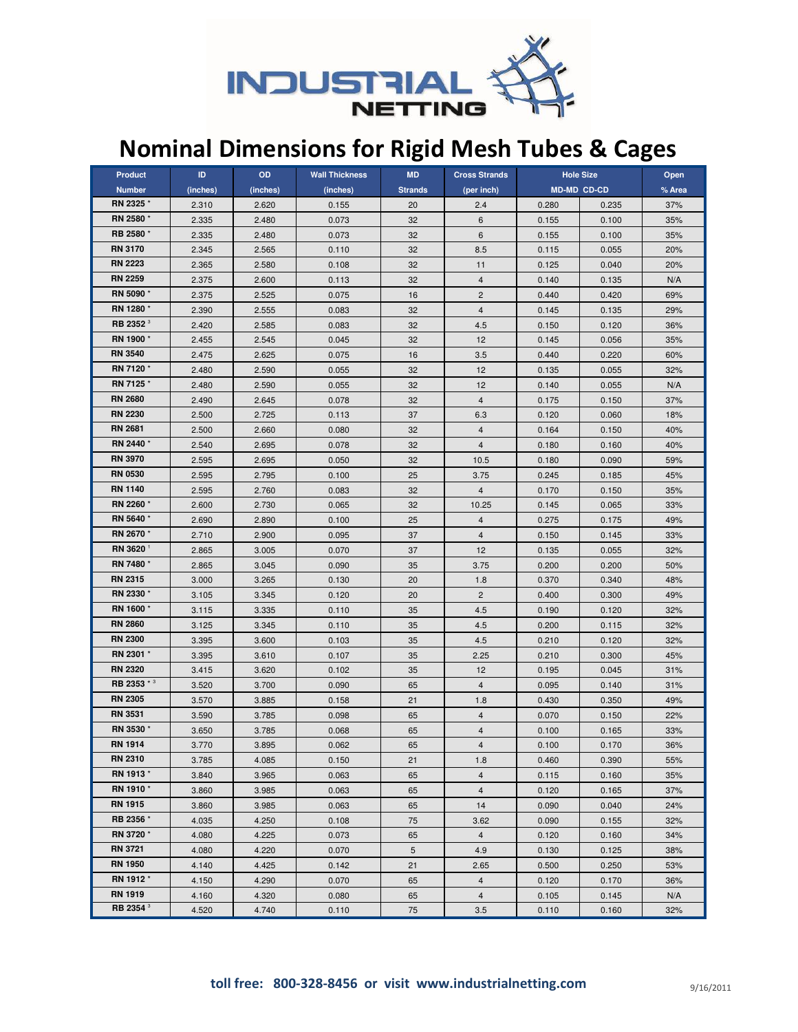INDUSTRIAL NETTING

# Nominal Dimensions for Rigid Mesh Tubes & Cages

| Product Number | ID (inches) | OD (inches) | Wall Thickness (inches) | MD Strands | Cross Strands (per inch) | Hole Size MD-MD | CD-CD | Open % Area |
|---|---|---|---|---|---|---|---|---|
| RN 2325 * | 2.310 | 2.620 | 0.155 | 20 | 2.4 | 0.280 | 0.235 | 37% |
| RN 2580 * | 2.335 | 2.480 | 0.073 | 32 | 6 | 0.155 | 0.100 | 35% |
| RB 2580 * | 2.335 | 2.480 | 0.073 | 32 | 6 | 0.155 | 0.100 | 35% |
| RN 3170 | 2.345 | 2.565 | 0.110 | 32 | 8.5 | 0.115 | 0.055 | 20% |
| RN 2223 | 2.365 | 2.580 | 0.108 | 32 | 11 | 0.125 | 0.040 | 20% |
| RN 2259 | 2.375 | 2.600 | 0.113 | 32 | 4 | 0.140 | 0.135 | N/A |
| RN 5090 * | 2.375 | 2.525 | 0.075 | 16 | 2 | 0.440 | 0.420 | 69% |
| RN 1280 * | 2.390 | 2.555 | 0.083 | 32 | 4 | 0.145 | 0.135 | 29% |
| RB 2352 [3] | 2.420 | 2.585 | 0.083 | 32 | 4.5 | 0.150 | 0.120 | 36% |
| RN 1900 * | 2.455 | 2.545 | 0.045 | 32 | 12 | 0.145 | 0.056 | 35% |
| RN 3540 | 2.475 | 2.625 | 0.075 | 16 | 3.5 | 0.440 | 0.220 | 60% |
| RN 7120 * | 2.480 | 2.590 | 0.055 | 32 | 12 | 0.135 | 0.055 | 32% |
| RN 7125 * | 2.480 | 2.590 | 0.055 | 32 | 12 | 0.140 | 0.055 | N/A |
| RN 2680 | 2.490 | 2.645 | 0.078 | 32 | 4 | 0.175 | 0.150 | 37% |
| RN 2230 | 2.500 | 2.725 | 0.113 | 37 | 6.3 | 0.120 | 0.060 | 18% |
| RN 2681 | 2.500 | 2.660 | 0.080 | 32 | 4 | 0.164 | 0.150 | 40% |
| RN 2440 * | 2.540 | 2.695 | 0.078 | 32 | 4 | 0.180 | 0.160 | 40% |
| RN 3970 | 2.595 | 2.695 | 0.050 | 32 | 10.5 | 0.180 | 0.090 | 59% |
| RN 0530 | 2.595 | 2.795 | 0.100 | 25 | 3.75 | 0.245 | 0.185 | 45% |
| RN 1140 | 2.595 | 2.760 | 0.083 | 32 | 4 | 0.170 | 0.150 | 35% |
| RN 2260 * | 2.600 | 2.730 | 0.065 | 32 | 10.25 | 0.145 | 0.065 | 33% |
| RN 5640 * | 2.690 | 2.890 | 0.100 | 25 | 4 | 0.275 | 0.175 | 49% |
| RN 2670 * | 2.710 | 2.900 | 0.095 | 37 | 4 | 0.150 | 0.145 | 33% |
| RN 3620 [1] | 2.865 | 3.005 | 0.070 | 37 | 12 | 0.135 | 0.055 | 32% |
| RN 7480 * | 2.865 | 3.045 | 0.090 | 35 | 3.75 | 0.200 | 0.200 | 50% |
| RN 2315 | 3.000 | 3.265 | 0.130 | 20 | 1.8 | 0.370 | 0.340 | 48% |
| RN 2330 * | 3.105 | 3.345 | 0.120 | 20 | 2 | 0.400 | 0.300 | 49% |
| RN 1600 * | 3.115 | 3.335 | 0.110 | 35 | 4.5 | 0.190 | 0.120 | 32% |
| RN 2860 | 3.125 | 3.345 | 0.110 | 35 | 4.5 | 0.200 | 0.115 | 32% |
| RN 2300 | 3.395 | 3.600 | 0.103 | 35 | 4.5 | 0.210 | 0.120 | 32% |
| RN 2301 * | 3.395 | 3.610 | 0.107 | 35 | 2.25 | 0.210 | 0.300 | 45% |
| RN 2320 | 3.415 | 3.620 | 0.102 | 35 | 12 | 0.195 | 0.045 | 31% |
| RB 2353 * [3] | 3.520 | 3.700 | 0.090 | 65 | 4 | 0.095 | 0.140 | 31% |
| RN 2305 | 3.570 | 3.885 | 0.158 | 21 | 1.8 | 0.430 | 0.350 | 49% |
| RN 3531 | 3.590 | 3.785 | 0.098 | 65 | 4 | 0.070 | 0.150 | 22% |
| RN 3530 * | 3.650 | 3.785 | 0.068 | 65 | 4 | 0.100 | 0.165 | 33% |
| RN 1914 | 3.770 | 3.895 | 0.062 | 65 | 4 | 0.100 | 0.170 | 36% |
| RN 2310 | 3.785 | 4.085 | 0.150 | 21 | 1.8 | 0.460 | 0.390 | 55% |
| RN 1913 * | 3.840 | 3.965 | 0.063 | 65 | 4 | 0.115 | 0.160 | 35% |
| RN 1910 * | 3.860 | 3.985 | 0.063 | 65 | 4 | 0.120 | 0.165 | 37% |
| RN 1915 | 3.860 | 3.985 | 0.063 | 65 | 14 | 0.090 | 0.040 | 24% |
| RB 2356 * | 4.035 | 4.250 | 0.108 | 75 | 3.62 | 0.090 | 0.155 | 32% |
| RN 3720 * | 4.080 | 4.225 | 0.073 | 65 | 4 | 0.120 | 0.160 | 34% |
| RN 3721 | 4.080 | 4.220 | 0.070 | 5 | 4.9 | 0.130 | 0.125 | 38% |
| RN 1950 | 4.140 | 4.425 | 0.142 | 21 | 2.65 | 0.500 | 0.250 | 53% |
| RN 1912 * | 4.150 | 4.290 | 0.070 | 65 | 4 | 0.120 | 0.170 | 36% |
| RN 1919 | 4.160 | 4.320 | 0.080 | 65 | 4 | 0.105 | 0.145 | N/A |
| RB 2354 [3] | 4.520 | 4.740 | 0.110 | 75 | 3.5 | 0.110 | 0.160 | 32% |

**toll free: 800-328-8456 or visit www.industrialnetting.com**

9/16/2011